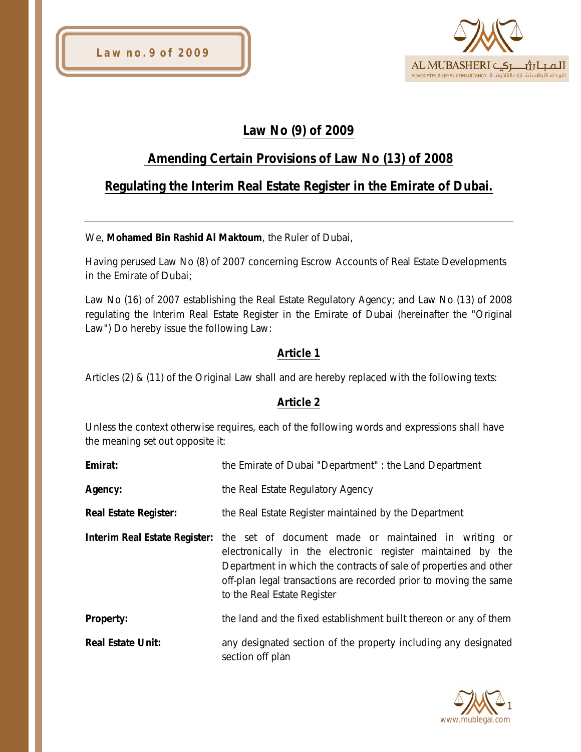# Law No (9) of 2009

## Amending Certain Provisions of Law No (13) of 2008

## Regulating the Interim Real Estate Register in the Emirate of Dubai.

We, **Mohamed Bin Rashid Al Maktoum**, the Ruler of Dubai,

Having perused Law No (8) of 2007 concerning Escrow Accounts of Real Estate Developments in the Emirate of Dubai;

Law No (16) of 2007 establishing the Real Estate Regulatory Agency; and Law No (13) of 2008 regulating the Interim Real Estate Register in the Emirate of Dubai (hereinafter the "Original Law") Do hereby issue the following Law:

### Article 1

Articles (2) & (11) of the Original Law shall and are hereby replaced with the following texts:

### Article 2

Unless the context otherwise requires, each of the following words and expressions shall have the meaning set out opposite it:

| | |
|---|---|
| **Emirat:** | the Emirate of Dubai "Department" : the Land Department |
| **Agency:** | the Real Estate Regulatory Agency |
| **Real Estate Register:** | the Real Estate Register maintained by the Department |
| **Interim Real Estate Register:** | the set of document made or maintained in writing or electronically in the electronic register maintained by the Department in which the contracts of sale of properties and other off-plan legal transactions are recorded prior to moving the same to the Real Estate Register |
| **Property:** | the land and the fixed establishment built thereon or any of them |
| **Real Estate Unit:** | any designated section of the property including any designated section off plan |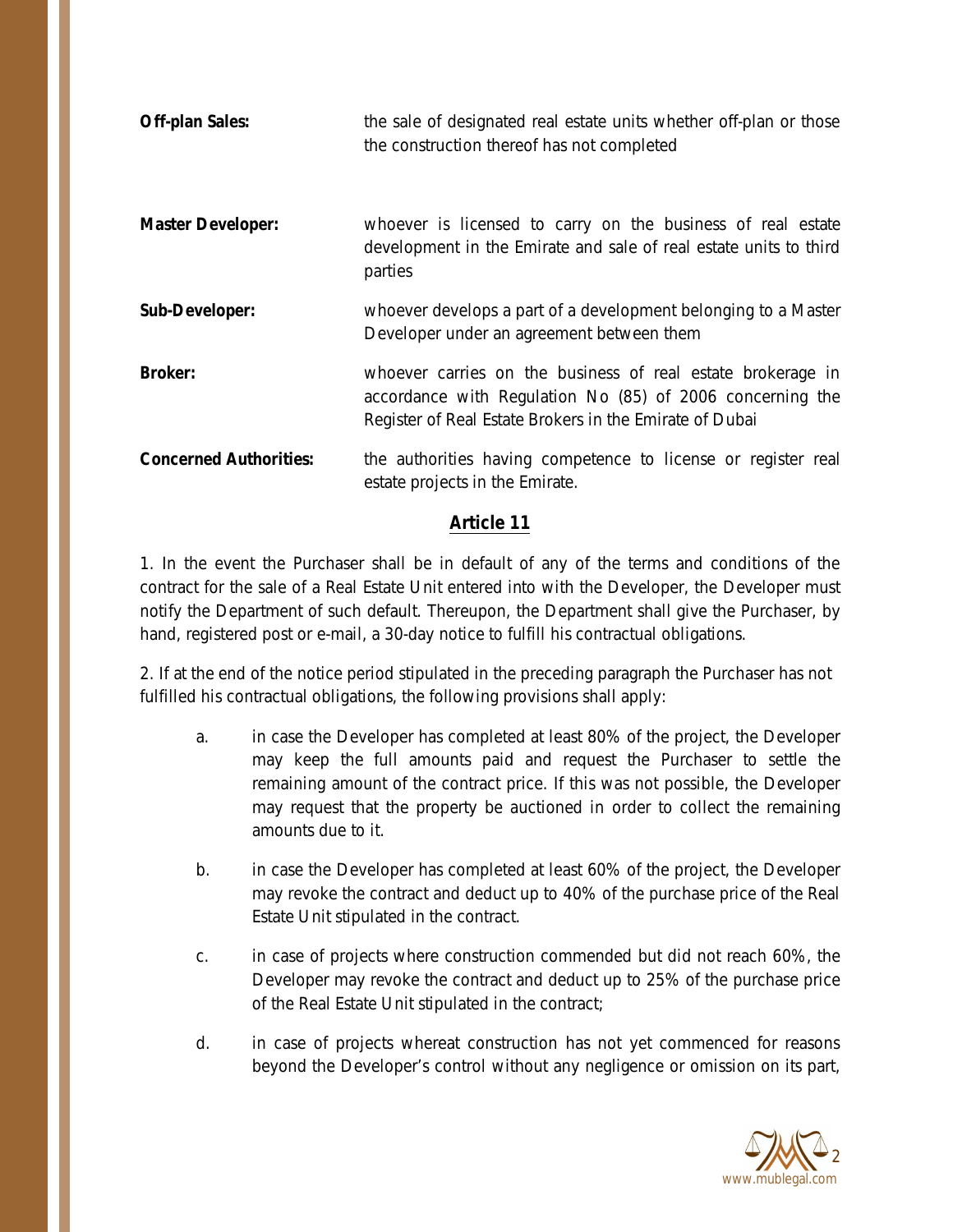**Off-plan Sales:** the sale of designated real estate units whether off-plan or those the construction thereof has not completed

**Master Developer:** whoever is licensed to carry on the business of real estate development in the Emirate and sale of real estate units to third parties

**Sub-Developer:** whoever develops a part of a development belonging to a Master Developer under an agreement between them

**Broker:** whoever carries on the business of real estate brokerage in accordance with Regulation No (85) of 2006 concerning the Register of Real Estate Brokers in the Emirate of Dubai

**Concerned Authorities:** the authorities having competence to license or register real estate projects in the Emirate.

## Article 11

1. In the event the Purchaser shall be in default of any of the terms and conditions of the contract for the sale of a Real Estate Unit entered into with the Developer, the Developer must notify the Department of such default. Thereupon, the Department shall give the Purchaser, by hand, registered post or e-mail, a 30-day notice to fulfill his contractual obligations.

2. If at the end of the notice period stipulated in the preceding paragraph the Purchaser has not fulfilled his contractual obligations, the following provisions shall apply:

   a. in case the Developer has completed at least 80% of the project, the Developer may keep the full amounts paid and request the Purchaser to settle the remaining amount of the contract price. If this was not possible, the Developer may request that the property be auctioned in order to collect the remaining amounts due to it.

   b. in case the Developer has completed at least 60% of the project, the Developer may revoke the contract and deduct up to 40% of the purchase price of the Real Estate Unit stipulated in the contract.

   c. in case of projects where construction commended but did not reach 60%, the Developer may revoke the contract and deduct up to 25% of the purchase price of the Real Estate Unit stipulated in the contract;

   d. in case of projects whereat construction has not yet commenced for reasons beyond the Developer's control without any negligence or omission on its part,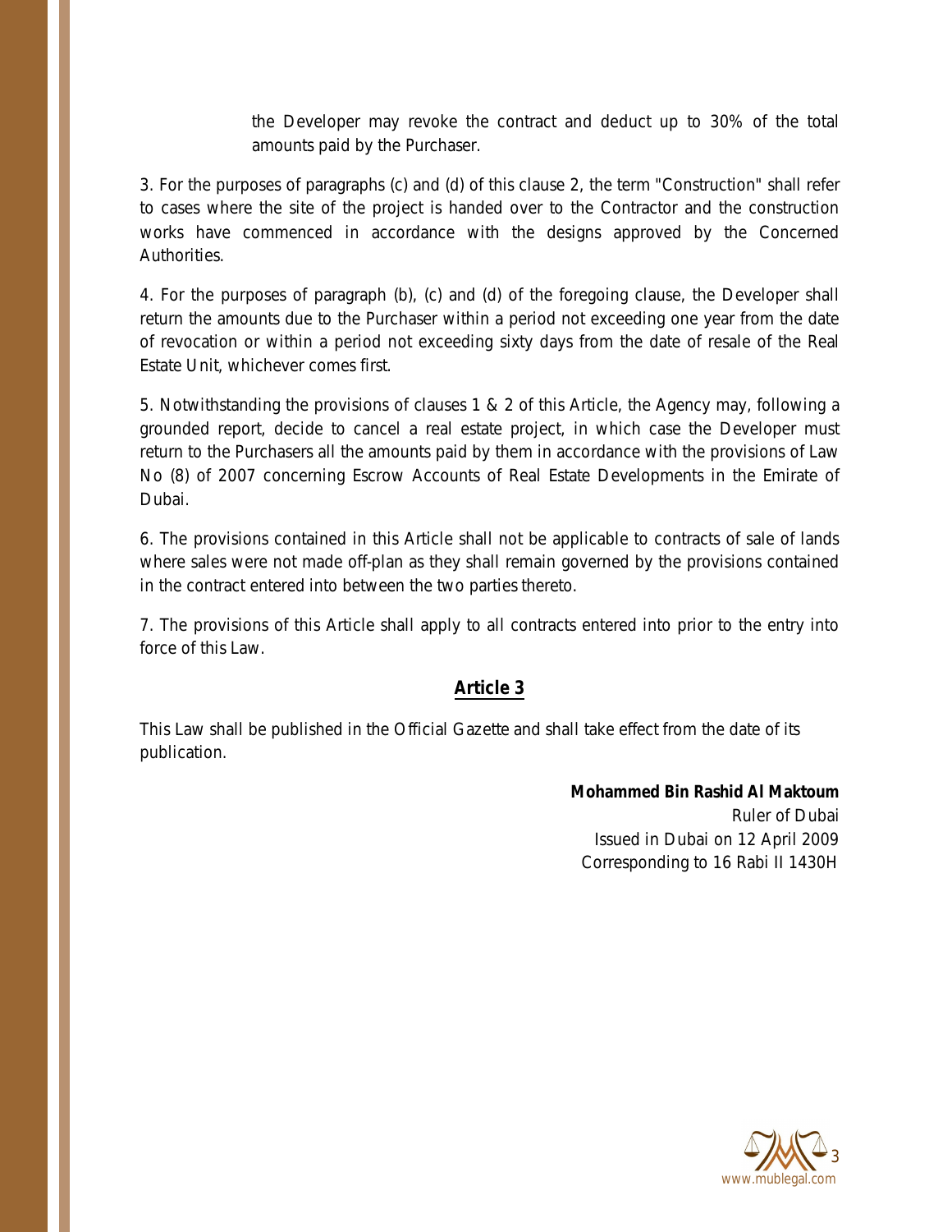the Developer may revoke the contract and deduct up to 30% of the total amounts paid by the Purchaser.

3. For the purposes of paragraphs (c) and (d) of this clause 2, the term "Construction" shall refer to cases where the site of the project is handed over to the Contractor and the construction works have commenced in accordance with the designs approved by the Concerned Authorities.

4. For the purposes of paragraph (b), (c) and (d) of the foregoing clause, the Developer shall return the amounts due to the Purchaser within a period not exceeding one year from the date of revocation or within a period not exceeding sixty days from the date of resale of the Real Estate Unit, whichever comes first.

5. Notwithstanding the provisions of clauses 1 & 2 of this Article, the Agency may, following a grounded report, decide to cancel a real estate project, in which case the Developer must return to the Purchasers all the amounts paid by them in accordance with the provisions of Law No (8) of 2007 concerning Escrow Accounts of Real Estate Developments in the Emirate of Dubai.

6. The provisions contained in this Article shall not be applicable to contracts of sale of lands where sales were not made off-plan as they shall remain governed by the provisions contained in the contract entered into between the two parties thereto.

7. The provisions of this Article shall apply to all contracts entered into prior to the entry into force of this Law.

## Article 3

This Law shall be published in the Official Gazette and shall take effect from the date of its publication.

**Mohammed Bin Rashid Al Maktoum**
Ruler of Dubai
Issued in Dubai on 12 April 2009
Corresponding to 16 Rabi II 1430H